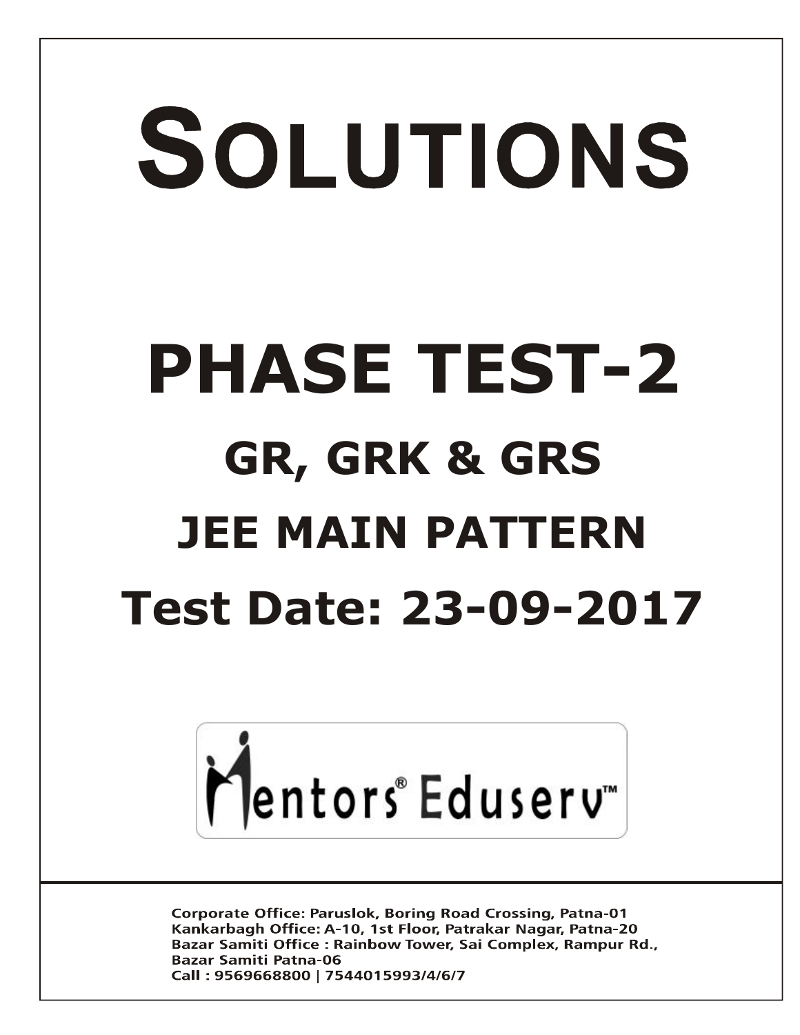# SOLUTIONS

# PHASE TEST-2

## GR, GRK & GRS

## JEE MAIN PATTERN

## Test Date: 23-09-2017

Mentors® Eduserv™

Corporate Office: Paruslok, Boring Road Crossing, Patna-01
Kankarbagh Office: A-10, 1st Floor, Patrakar Nagar, Patna-20
Bazar Samiti Office : Rainbow Tower, Sai Complex, Rampur Rd., Bazar Samiti Patna-06
Call : 9569668800 | 7544015993/4/6/7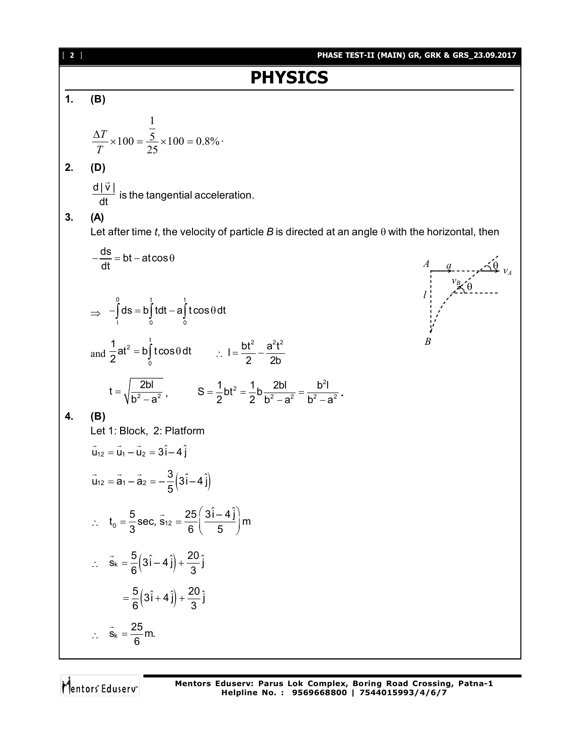# PHYSICS

**1.** **(B)**

$$\frac{\Delta T}{T}\times 100 = \frac{\frac{1}{5}}{25}\times 100 = 0.8\%.$$

**2.** **(D)**

$\frac{d|\vec{v}|}{dt}$ is the tangential acceleration.

**3.** **(A)**

Let after time *t*, the velocity of particle *B* is directed at an angle θ with the horizontal, then

$$-\frac{ds}{dt} = bt - at\cos\theta$$

$$\Rightarrow \quad -\int_l^0 ds = b\int_0^t t\,dt - a\int_0^t t\cos\theta\,dt$$

and $\frac{1}{2}at^2 = b\int_0^t t\cos\theta\,dt \qquad \therefore\ l = \frac{bt^2}{2} - \frac{a^2t^2}{2b}$

$$t = \sqrt{\frac{2bl}{b^2 - a^2}}, \qquad S = \frac{1}{2}bt^2 = \frac{1}{2}b\frac{2bl}{b^2 - a^2} = \frac{b^2 l}{b^2 - a^2}.$$

**4.** **(B)**

Let 1: Block, 2: Platform

$$\vec{u}_{12} = \vec{u}_1 - \vec{u}_2 = 3\hat{i} - 4\hat{j}$$

$$\vec{u}_{12} = \vec{a}_1 - \vec{a}_2 = -\frac{3}{5}\left(3\hat{i} - 4\hat{j}\right)$$

$$\therefore\quad t_0 = \frac{5}{3}\text{sec},\ \vec{s}_{12} = \frac{25}{6}\left(\frac{3\hat{i} - 4\hat{j}}{5}\right)\text{m}$$

$$\therefore\quad \vec{s}_k = \frac{5}{6}\left(3\hat{i} - 4\hat{j}\right) + \frac{20}{3}\hat{j}$$

$$= \frac{5}{6}\left(3\hat{i} + 4\hat{j}\right) + \frac{20}{3}\hat{j}$$

$$\therefore\quad \vec{s}_k = \frac{25}{6}\text{m}.$$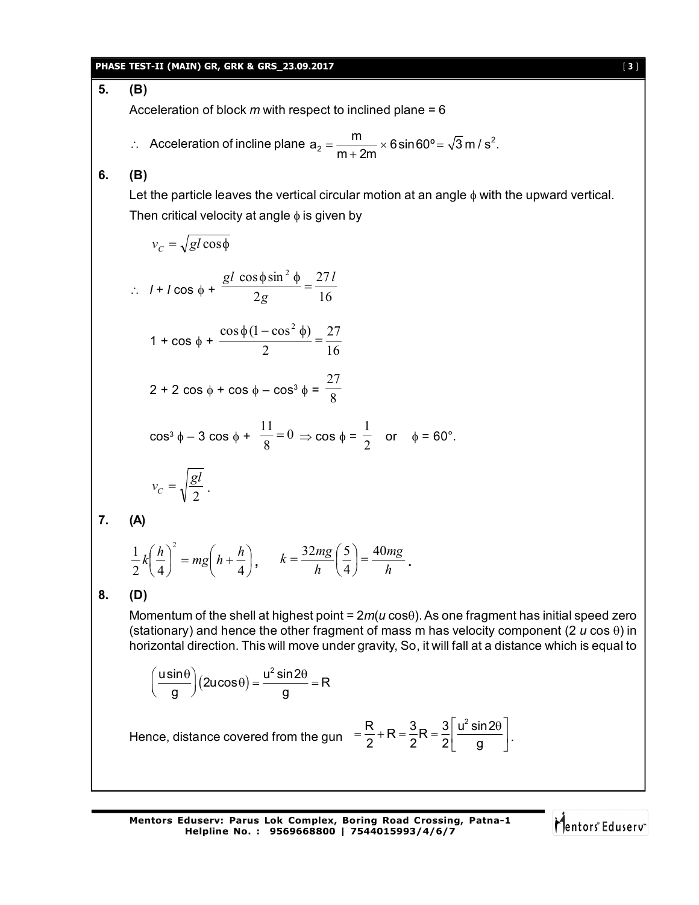**5. (B)**

Acceleration of block *m* with respect to inclined plane = 6

$\therefore$ Acceleration of incline plane $a_2 = \frac{m}{m+2m} \times 6\sin 60° = \sqrt{3}\, m/s^2$.

**6. (B)**

Let the particle leaves the vertical circular motion at an angle $\phi$ with the upward vertical.
Then critical velocity at angle $\phi$ is given by

$$v_C = \sqrt{gl\cos\phi}$$

$$\therefore\ l + l\cos\phi + \frac{gl\,\cos\phi\sin^2\phi}{2g} = \frac{27l}{16}$$

$$1 + \cos\phi + \frac{\cos\phi(1-\cos^2\phi)}{2} = \frac{27}{16}$$

$$2 + 2\cos\phi + \cos\phi - \cos^3\phi = \frac{27}{8}$$

$$\cos^3\phi - 3\cos\phi + \frac{11}{8} = 0 \Rightarrow \cos\phi = \frac{1}{2} \quad \text{or} \quad \phi = 60°.$$

$$v_C = \sqrt{\frac{gl}{2}}.$$

**7. (A)**

$$\frac{1}{2}k\left(\frac{h}{4}\right)^2 = mg\left(h + \frac{h}{4}\right), \qquad k = \frac{32mg}{h}\left(\frac{5}{4}\right) = \frac{40mg}{h}.$$

**8. (D)**

Momentum of the shell at highest point = $2m(u\cos\theta)$. As one fragment has initial speed zero (stationary) and hence the other fragment of mass m has velocity component ($2u\cos\theta$) in horizontal direction. This will move under gravity, So, it will fall at a distance which is equal to

$$\left(\frac{u\sin\theta}{g}\right)(2u\cos\theta) = \frac{u^2\sin 2\theta}{g} = R$$

Hence, distance covered from the gun $= \frac{R}{2} + R = \frac{3}{2}R = \frac{3}{2}\left[\frac{u^2\sin 2\theta}{g}\right]$.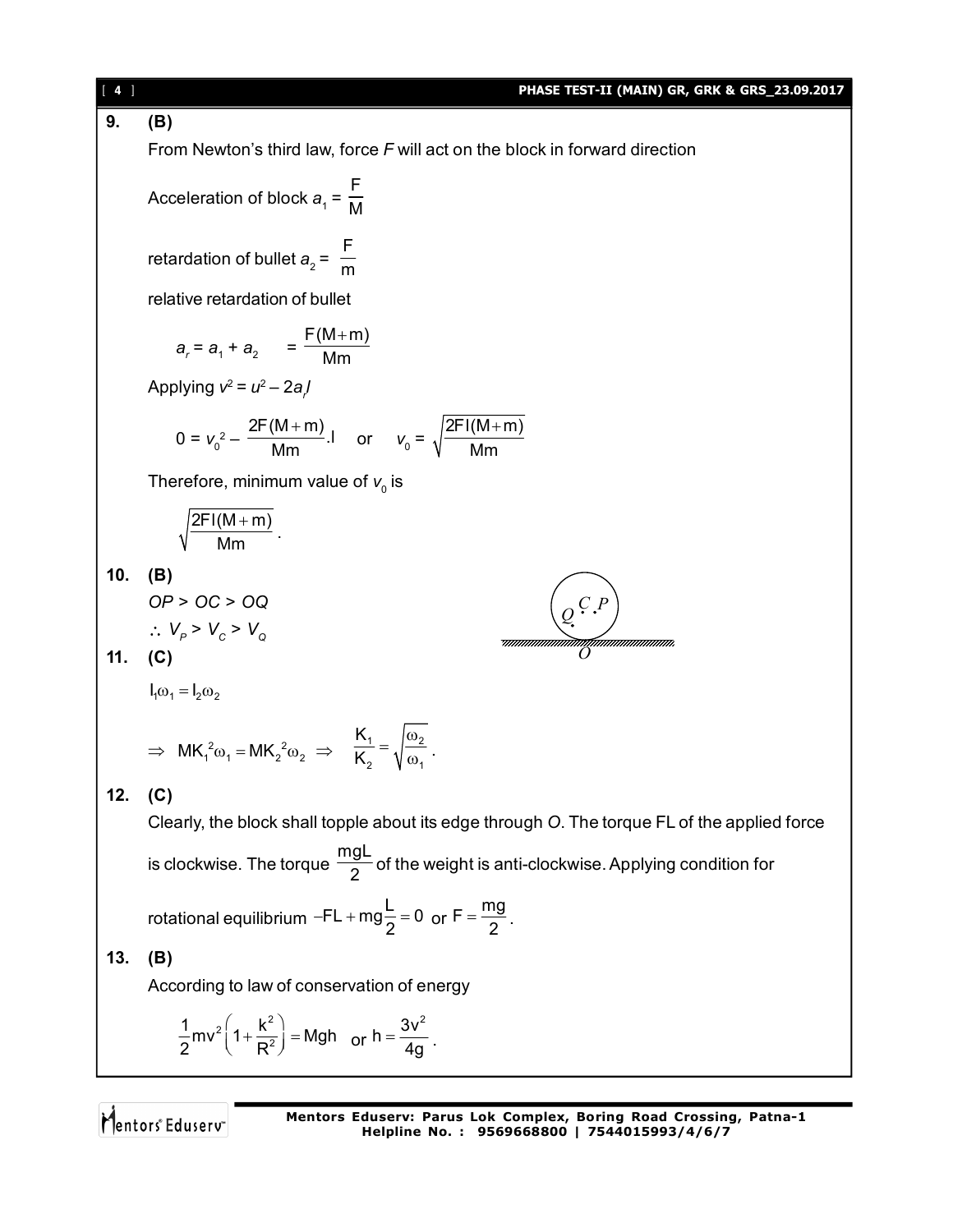**9. (B)**

From Newton's third law, force $F$ will act on the block in forward direction

Acceleration of block $a_1 = \frac{F}{M}$

retardation of bullet $a_2 = \frac{F}{m}$

relative retardation of bullet

$$a_r = a_1 + a_2 \quad = \frac{F(M+m)}{Mm}$$

Applying $v^2 = u^2 - 2a_r l$

$$0 = v_0^2 - \frac{2F(M+m)}{Mm}.l \quad \text{or} \quad v_0 = \sqrt{\frac{2Fl(M+m)}{Mm}}$$

Therefore, minimum value of $v_0$ is

$$\sqrt{\frac{2Fl(M+m)}{Mm}}.$$

**10. (B)**

$OP > OC > OQ$

$\therefore V_P > V_C > V_Q$

**11. (C)**

$$I_1\omega_1 = I_2\omega_2$$

$$\Rightarrow MK_1^2\omega_1 = MK_2^2\omega_2 \Rightarrow \frac{K_1}{K_2} = \sqrt{\frac{\omega_2}{\omega_1}}.$$

**12. (C)**

Clearly, the block shall topple about its edge through $O$. The torque FL of the applied force is clockwise. The torque $\frac{mgL}{2}$ of the weight is anti-clockwise. Applying condition for rotational equilibrium $-FL + mg\frac{L}{2} = 0$ or $F = \frac{mg}{2}$.

**13. (B)**

According to law of conservation of energy

$$\frac{1}{2}mv^2\left(1+\frac{k^2}{R^2}\right) = Mgh \quad \text{or } h = \frac{3v^2}{4g}.$$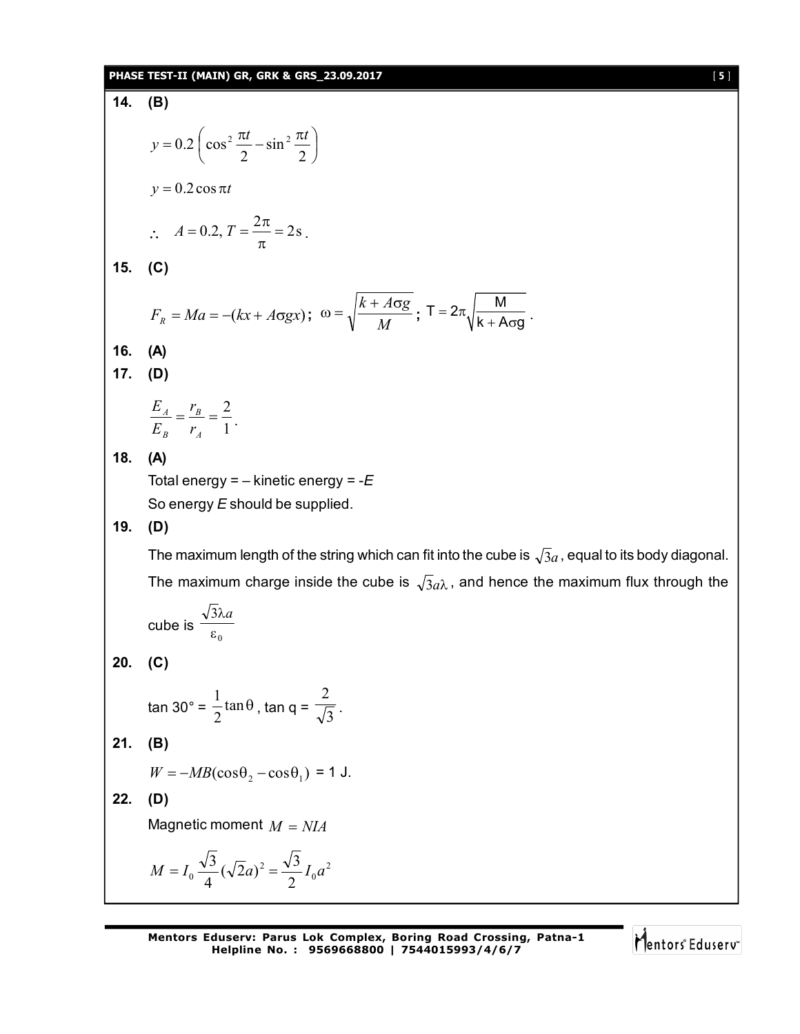**14. (B)**

$$y = 0.2\left(\cos^2\frac{\pi t}{2} - \sin^2\frac{\pi t}{2}\right)$$

$$y = 0.2\cos\pi t$$

$$\therefore\quad A = 0.2,\ T = \frac{2\pi}{\pi} = 2\,\text{s}.$$

**15. (C)**

$$F_R = Ma = -(kx + A\sigma g x);\ \omega = \sqrt{\frac{k + A\sigma g}{M}};\ T = 2\pi\sqrt{\frac{M}{k + A\sigma g}}.$$

**16. (A)**

**17. (D)**

$$\frac{E_A}{E_B} = \frac{r_B}{r_A} = \frac{2}{1}.$$

**18. (A)**

Total energy = – kinetic energy = $-E$

So energy $E$ should be supplied.

**19. (D)**

The maximum length of the string which can fit into the cube is $\sqrt{3}a$, equal to its body diagonal.

The maximum charge inside the cube is $\sqrt{3}a\lambda$, and hence the maximum flux through the cube is $\frac{\sqrt{3}\lambda a}{\varepsilon_0}$

**20. (C)**

tan 30° = $\frac{1}{2}\tan\theta$, tan q = $\frac{2}{\sqrt{3}}$.

**21. (B)**

$W = -MB(\cos\theta_2 - \cos\theta_1)$ = 1 J.

**22. (D)**

Magnetic moment $M = NIA$

$$M = I_0\frac{\sqrt{3}}{4}(\sqrt{2}a)^2 = \frac{\sqrt{3}}{2}I_0 a^2$$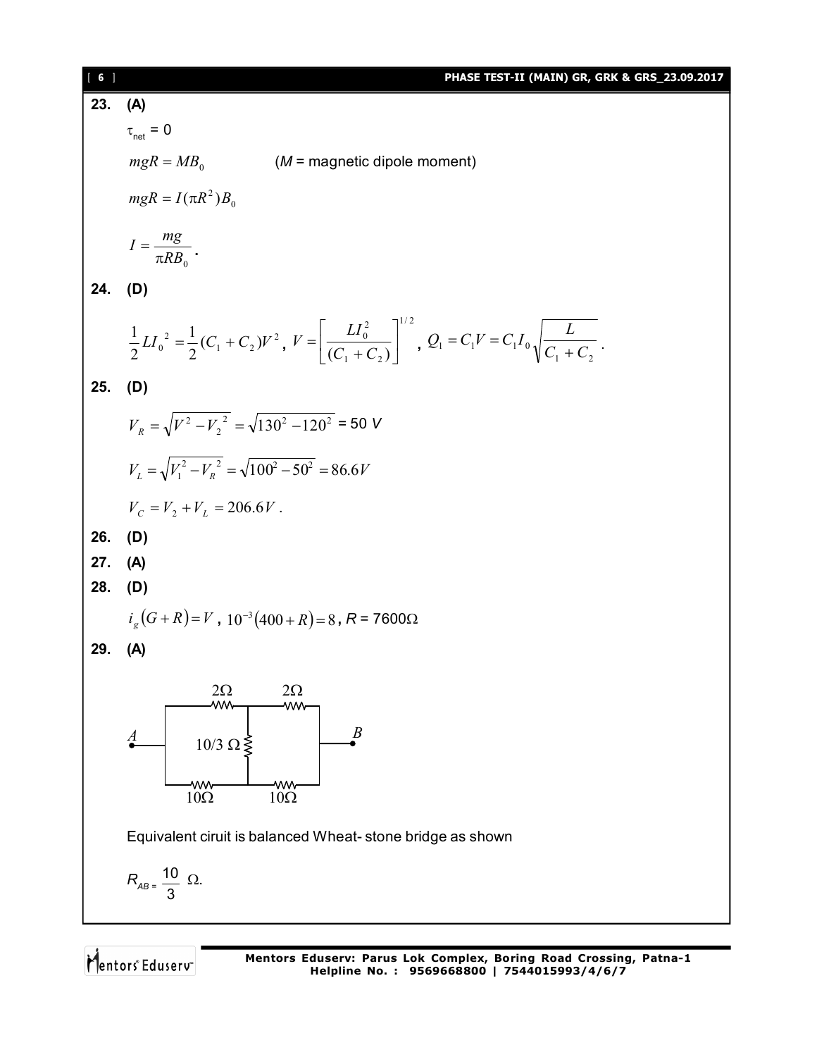**23. (A)**

$\tau_{net} = 0$

$mgR = MB_0$ (*M* = magnetic dipole moment)

$mgR = I(\pi R^2)B_0$

$I = \dfrac{mg}{\pi R B_0}$.

**24. (D)**

$\dfrac{1}{2}LI_0^{\ 2} = \dfrac{1}{2}(C_1 + C_2)V^2$, $V = \left[\dfrac{LI_0^2}{(C_1 + C_2)}\right]^{1/2}$, $Q_1 = C_1 V = C_1 I_0 \sqrt{\dfrac{L}{C_1 + C_2}}$.

**25. (D)**

$V_R = \sqrt{V^2 - V_2^{\ 2}} = \sqrt{130^2 - 120^2} = 50\ V$

$V_L = \sqrt{V_1^2 - V_R^{\ 2}} = \sqrt{100^2 - 50^2} = 86.6V$

$V_C = V_2 + V_L = 206.6V$.

**26. (D)**

**27. (A)**

**28. (D)**

$i_g(G + R) = V$, $10^{-3}(400 + R) = 8$, $R = 7600\Omega$

**29. (A)**

(Circuit: between A and B, top branch $2\Omega$ and $2\Omega$ in series, bottom branch $10\Omega$ and $10\Omega$ in series, with $10/3\ \Omega$ connecting the midpoints.)

Equivalent ciruit is balanced Wheat- stone bridge as shown

$R_{AB} = \dfrac{10}{3}\ \Omega$.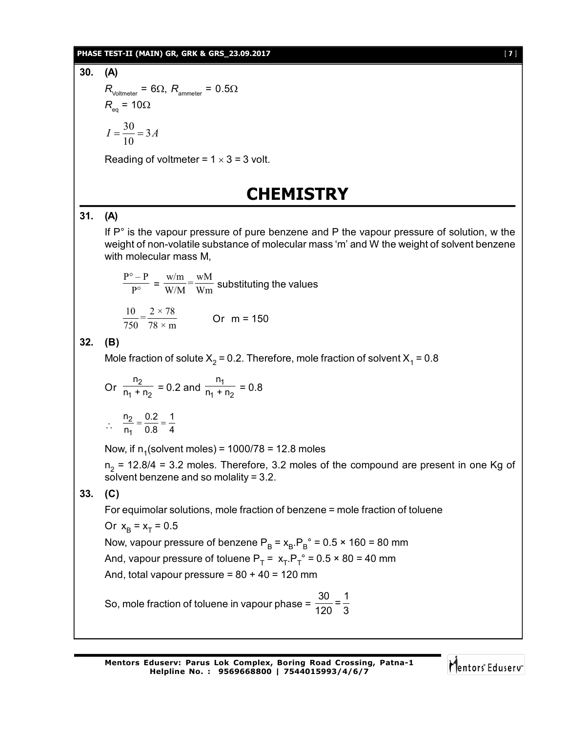**30. (A)**

$R_{\text{Voltmeter}} = 6\Omega$, $R_{\text{ammeter}} = 0.5\Omega$

$R_{eq} = 10\Omega$

$$I = \frac{30}{10} = 3A$$

Reading of voltmeter = $1 \times 3 = 3$ volt.

# CHEMISTRY

**31. (A)**

If P° is the vapour pressure of pure benzene and P the vapour pressure of solution, w the weight of non-volatile substance of molecular mass 'm' and W the weight of solvent benzene with molecular mass M,

$$\frac{P^\circ - P}{P^\circ} = \frac{w/m}{W/M} = \frac{wM}{Wm} \text{ substituting the values}$$

$$\frac{10}{750} = \frac{2 \times 78}{78 \times m} \qquad \text{Or } m = 150$$

**32. (B)**

Mole fraction of solute $X_2 = 0.2$. Therefore, mole fraction of solvent $X_1 = 0.8$

Or $\dfrac{n_2}{n_1 + n_2} = 0.2$ and $\dfrac{n_1}{n_1 + n_2} = 0.8$

$$\therefore \quad \frac{n_2}{n_1} = \frac{0.2}{0.8} = \frac{1}{4}$$

Now, if $n_1$(solvent moles) = 1000/78 = 12.8 moles

$n_2 = 12.8/4 = 3.2$ moles. Therefore, 3.2 moles of the compound are present in one Kg of solvent benzene and so molality = 3.2.

**33. (C)**

For equimolar solutions, mole fraction of benzene = mole fraction of toluene

Or $x_B = x_T = 0.5$

Now, vapour pressure of benzene $P_B = x_B.P_B^\circ = 0.5 \times 160 = 80$ mm

And, vapour pressure of toluene $P_T = x_T.P_T^\circ = 0.5 \times 80 = 40$ mm

And, total vapour pressure = 80 + 40 = 120 mm

So, mole fraction of toluene in vapour phase = $\dfrac{30}{120} = \dfrac{1}{3}$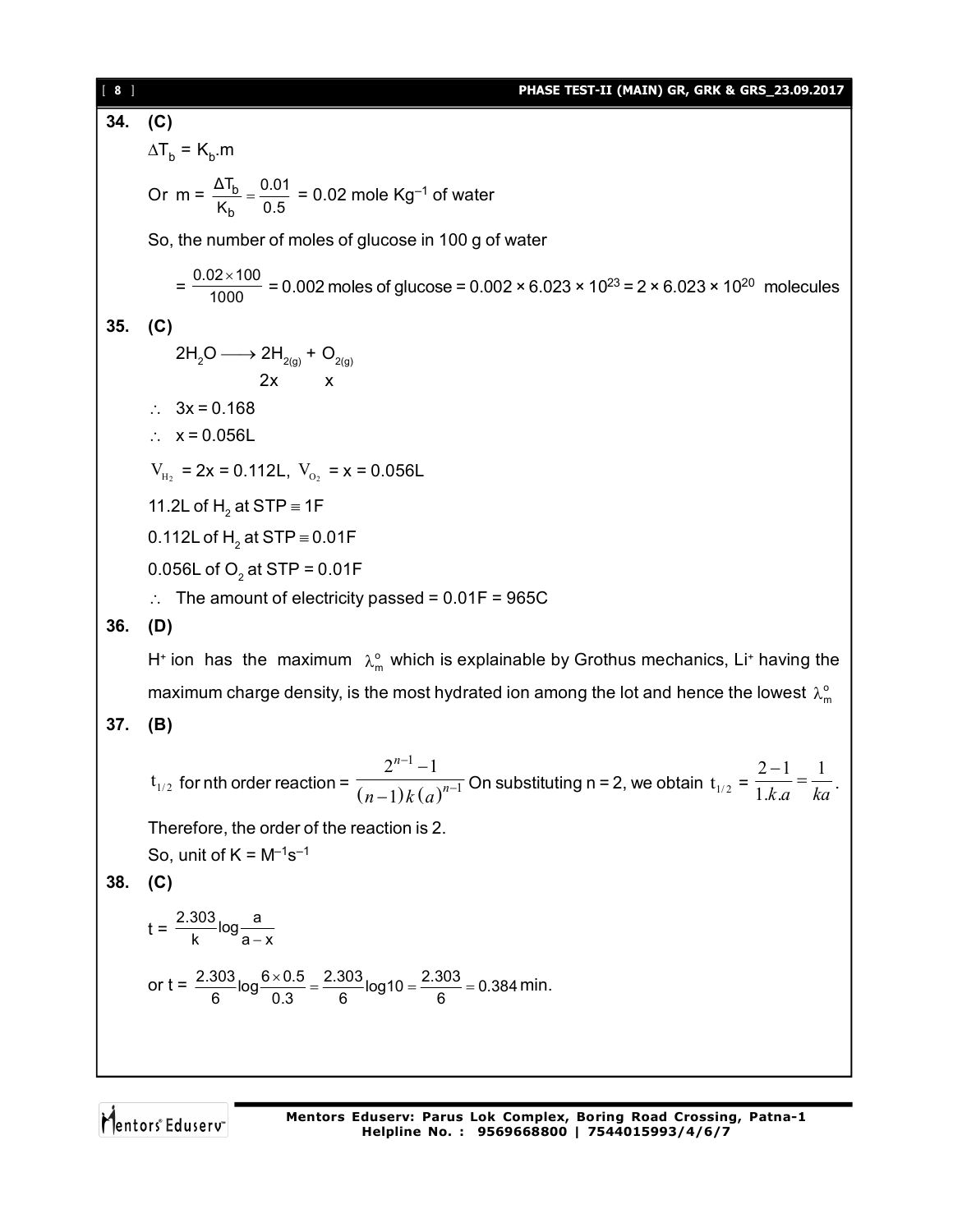**34. (C)**

$\Delta T_b = K_b.m$

Or $m = \frac{\Delta T_b}{K_b} = \frac{0.01}{0.5}$ = 0.02 mole $Kg^{-1}$ of water

So, the number of moles of glucose in 100 g of water

$= \frac{0.02 \times 100}{1000}$ = 0.002 moles of glucose = $0.002 \times 6.023 \times 10^{23} = 2 \times 6.023 \times 10^{20}$ molecules

**35. (C)**

$$2H_2O \longrightarrow 2H_{2(g)} + O_{2(g)}$$
$$\quad\quad\quad\quad 2x \quad\quad x$$

$\therefore$ 3x = 0.168

$\therefore$ x = 0.056L

$V_{H_2}$ = 2x = 0.112L, $V_{O_2}$ = x = 0.056L

11.2L of $H_2$ at STP $\equiv$ 1F

0.112L of $H_2$ at STP $\equiv$ 0.01F

0.056L of $O_2$ at STP = 0.01F

$\therefore$ The amount of electricity passed = 0.01F = 965C

**36. (D)**

$H^+$ ion has the maximum $\lambda_m^o$ which is explainable by Grothus mechanics, $Li^+$ having the maximum charge density, is the most hydrated ion among the lot and hence the lowest $\lambda_m^o$

**37. (B)**

$t_{1/2}$ for nth order reaction = $\frac{2^{n-1}-1}{(n-1)k(a)^{n-1}}$ On substituting n = 2, we obtain $t_{1/2} = \frac{2-1}{1.k.a} = \frac{1}{ka}$.

Therefore, the order of the reaction is 2.

So, unit of K = $M^{-1}s^{-1}$

**38. (C)**

$t = \frac{2.303}{k}\log\frac{a}{a-x}$

or $t = \frac{2.303}{6}\log\frac{6 \times 0.5}{0.3} = \frac{2.303}{6}\log 10 = \frac{2.303}{6} = 0.384$ min.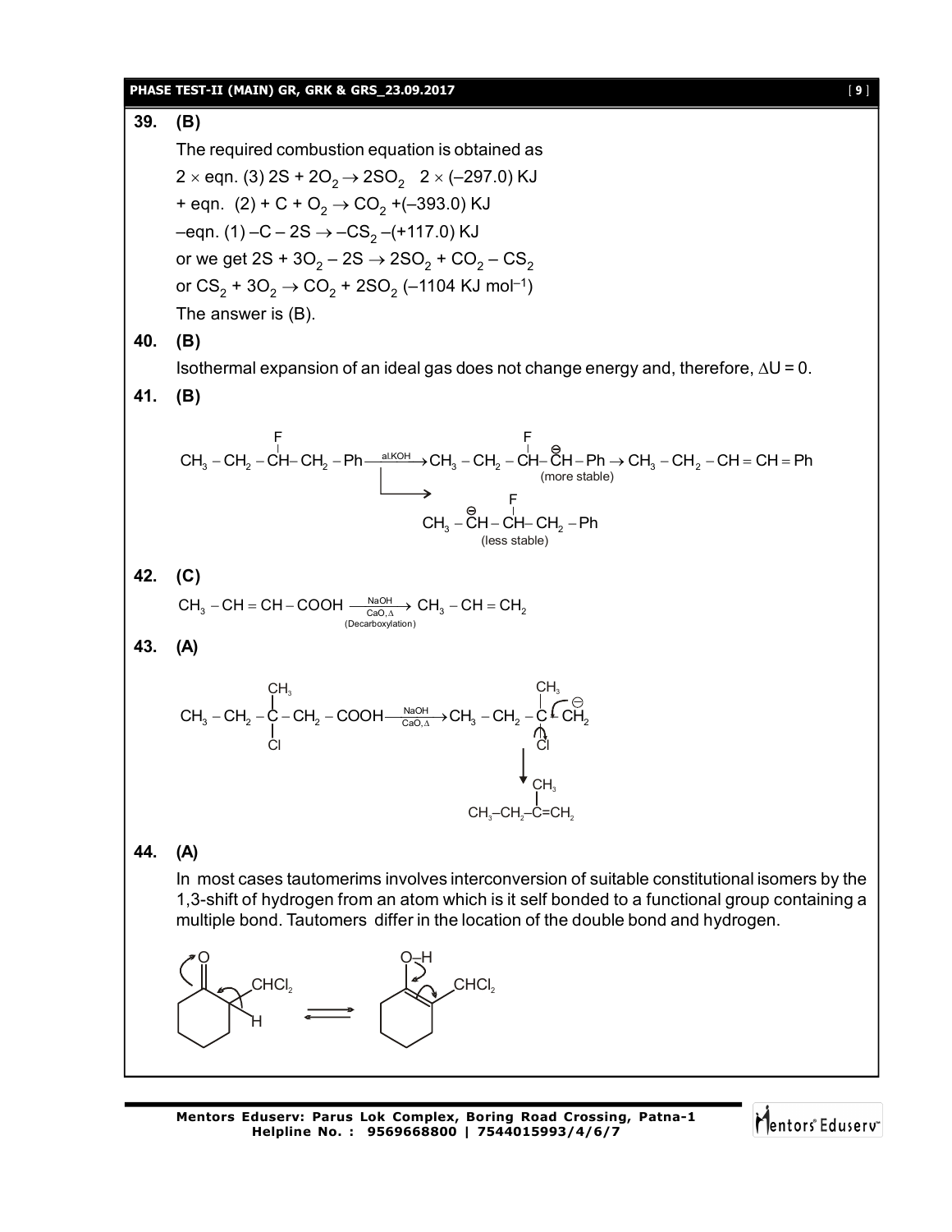**39. (B)**

The required combustion equation is obtained as

$2 \times$ eqn. (3) $2S + 2O_2 \rightarrow 2SO_2$   $2 \times (-297.0)$ KJ

+ eqn. (2) + $C + O_2 \rightarrow CO_2$ +(–393.0) KJ

–eqn. (1) $-C - 2S \rightarrow -CS_2$ –(+117.0) KJ

or we get $2S + 3O_2 - 2S \rightarrow 2SO_2 + CO_2 - CS_2$

or $CS_2 + 3O_2 \rightarrow CO_2 + 2SO_2$ (–1104 KJ mol$^{-1}$)

The answer is (B).

**40. (B)**

Isothermal expansion of an ideal gas does not change energy and, therefore, $\Delta U = 0$.

**41. (B)**

$$CH_3-CH_2-\underset{|}{\overset{F}{CH}}-CH_2-Ph \xrightarrow{\text{al.KOH}} CH_3-CH_2-\overset{F}{CH}-\overset{\ominus}{C}H-Ph \rightarrow CH_3-CH_2-CH=CH=Ph$$

(more stable)

$$\rightarrow CH_3-\overset{\ominus}{C}H-\overset{F}{CH}-CH_2-Ph$$

(less stable)

**42. (C)**

$$CH_3-CH=CH-COOH \xrightarrow[\text{CaO},\Delta]{\text{NaOH}} CH_3-CH=CH_2$$

(Decarboxylation)

**43. (A)**

$$CH_3-CH_2-\underset{Cl}{\overset{CH_3}{C}}-CH_2-COOH \xrightarrow[\text{CaO},\Delta]{\text{NaOH}} CH_3-CH_2-\underset{Cl}{\overset{CH_3}{C}}-\overset{\ominus}{C}H_2$$

$$\downarrow$$

$$CH_3-CH_2-\overset{CH_3}{C}=CH_2$$

**44. (A)**

In most cases tautomerims involves interconversion of suitable constitutional isomers by the 1,3-shift of hydrogen from an atom which is it self bonded to a functional group containing a multiple bond. Tautomers differ in the location of the double bond and hydrogen.

2-(dichloromethyl)cyclohexanone (C=O, with H on the $CHCl_2$-bearing carbon) $\rightleftharpoons$ enol form (O–H, C=C bearing $CHCl_2$)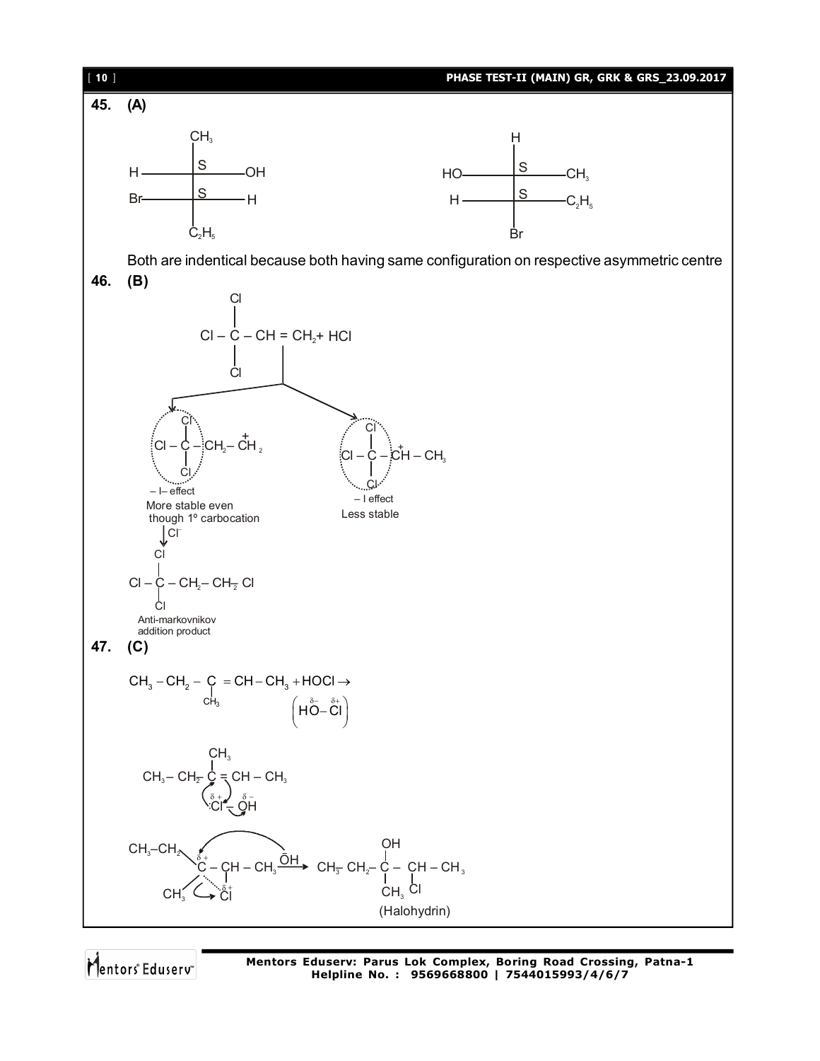**45. (A)**

Fischer projection 1: top $CH_3$; first carbon: H (left), OH (right), labelled S; second carbon: Br (left), H (right), labelled S; bottom $C_2H_5$.

Fischer projection 2: top H; first carbon: HO (left), $CH_3$ (right), labelled S; second carbon: H (left), $C_2H_5$ (right), labelled S; bottom Br.

Both are indentical because both having same configuration on respective asymmetric centre

**46. (B)**

$$CCl_3 - CH = CH_2 + HCl$$

$$CCl_3 - CH_2 - \overset{+}{C}H_2$$

– I– effect

More stable even though 1° carbocation

$$CCl_3 - \overset{+}{C}H - CH_3$$

– I effect

Less stable

$$CCl_3 - CH_2 - \overset{+}{C}H_2 \xrightarrow{Cl^-} Cl - \underset{Cl}{\overset{Cl}{|}}{C} - CH_2 - CH_2 - Cl$$

Anti-markovnikov addition product

**47. (C)**

$$CH_3 - CH_2 - \underset{CH_3}{\underset{|}{C}} = CH - CH_3 + HOCl \rightarrow \left(\overset{\delta-}{HO} - \overset{\delta+}{Cl}\right)$$

$$CH_3 - CH_2 - \overset{CH_3}{\overset{|}{C}} = CH - CH_3 \quad \overset{\delta+}{Cl} - \overset{\delta-}{OH}$$

$$CH_3 - CH_2 - \overset{\delta+}{\underset{CH_3}{C}} - \underset{\overset{\delta+}{Cl}}{\underset{|}{CH}} - CH_3 \xrightarrow{\bar{O}H} CH_3 - CH_2 - \overset{OH}{\overset{|}{\underset{CH_3}{\underset{|}{C}}}} - \underset{Cl}{\underset{|}{CH}} - CH_3$$

(Halohydrin)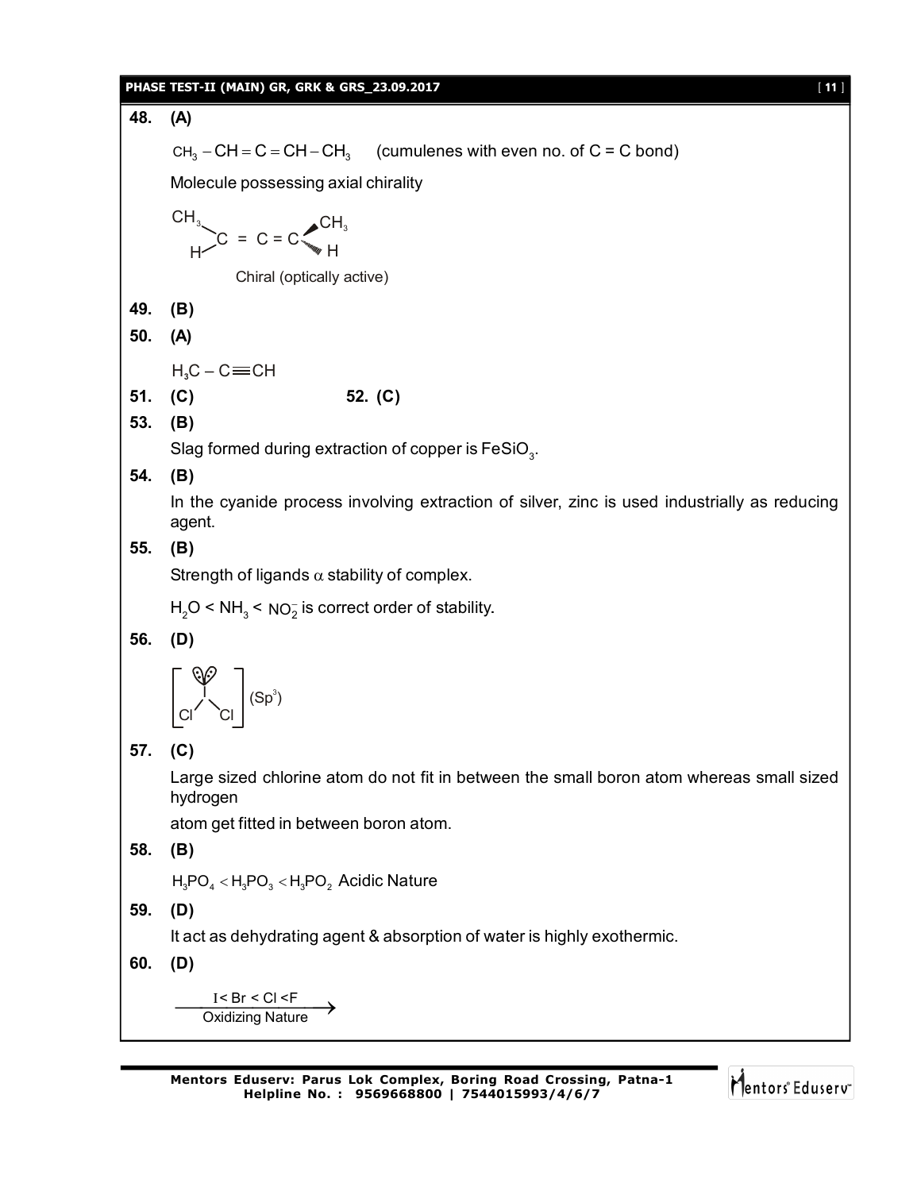**48. (A)**

$CH_3-CH=C=CH-CH_3$ (cumulenes with even no. of C = C bond)

Molecule possessing axial chirality

$$\begin{matrix} CH_3 \\ H \end{matrix} \!\!>\! C = C = C \!<\! \begin{matrix} CH_3 \\ H \end{matrix}$$

Chiral (optically active)

**49. (B)**

**50. (A)**

$H_3C-C\equiv CH$

**51. (C)** **52. (C)**

**53. (B)**

Slag formed during extraction of copper is $FeSiO_3$.

**54. (B)**

In the cyanide process involving extraction of silver, zinc is used industrially as reducing agent.

**55. (B)**

Strength of ligands $\alpha$ stability of complex.

$H_2O$ < $NH_3$ < $NO_2^-$ is correct order of stability.

**56. (D)**

$$\left[ Cl - I - Cl \right] \ (Sp^3)$$

**57. (C)**

Large sized chlorine atom do not fit in between the small boron atom whereas small sized hydrogen

atom get fitted in between boron atom.

**58. (B)**

$H_3PO_4 < H_3PO_3 < H_3PO_2$ Acidic Nature

**59. (D)**

It act as dehydrating agent & absorption of water is highly exothermic.

**60. (D)**

$$\xrightarrow[\text{Oxidizing Nature}]{I < Br < Cl < F}$$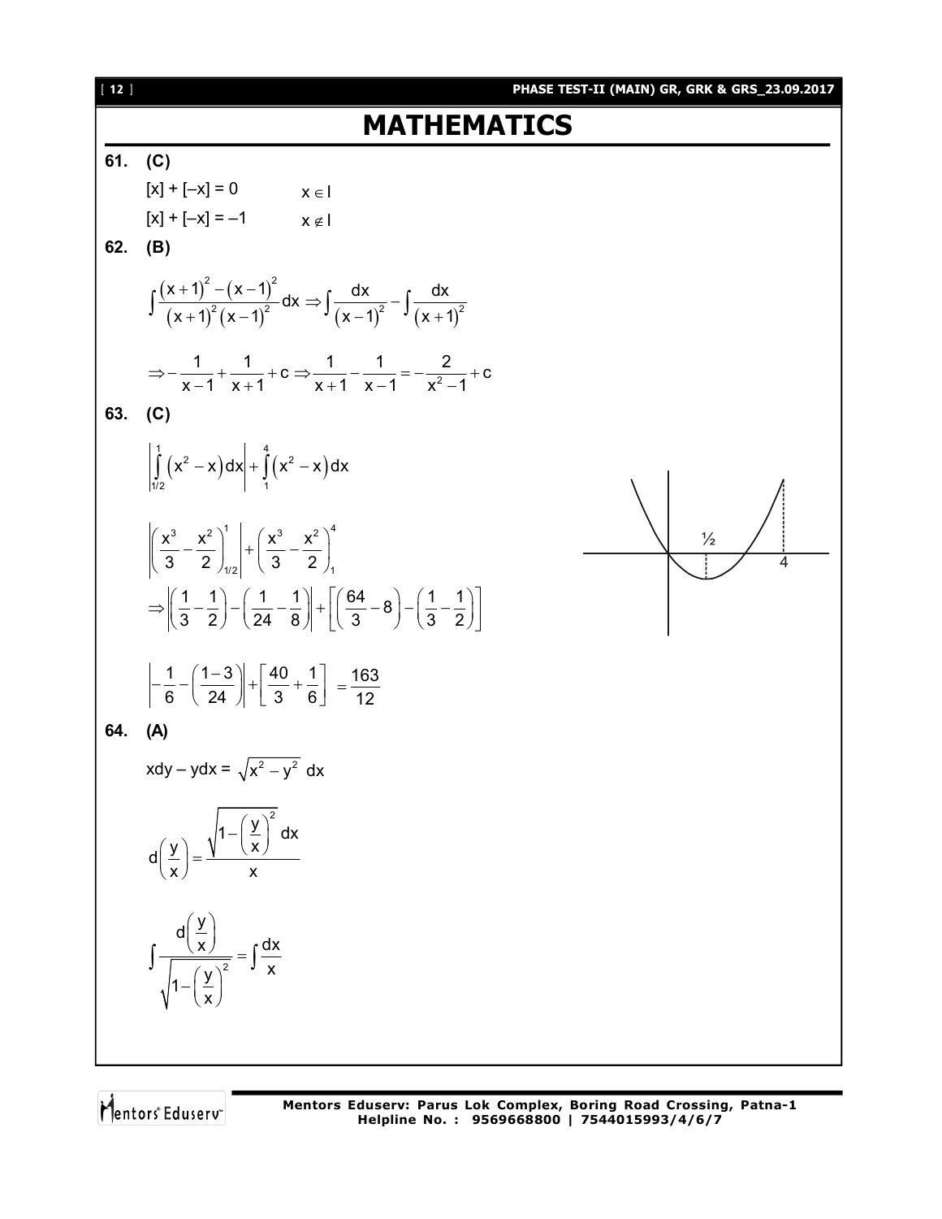# MATHEMATICS

**61. (C)**

$[x] + [-x] = 0 \qquad x \in I$

$[x] + [-x] = -1 \qquad x \notin I$

**62. (B)**

$$\int \frac{(x+1)^2 - (x-1)^2}{(x+1)^2 (x-1)^2} dx \Rightarrow \int \frac{dx}{(x-1)^2} - \int \frac{dx}{(x+1)^2}$$

$$\Rightarrow -\frac{1}{x-1} + \frac{1}{x+1} + c \Rightarrow \frac{1}{x+1} - \frac{1}{x-1} = -\frac{2}{x^2-1} + c$$

**63. (C)**

$$\left| \int_{1/2}^{1} (x^2 - x) dx \right| + \int_{1}^{4} (x^2 - x) dx$$

$$\left| \left( \frac{x^3}{3} - \frac{x^2}{2} \right)_{1/2}^{1} \right| + \left( \frac{x^3}{3} - \frac{x^2}{2} \right)_{1}^{4}$$

$$\Rightarrow \left| \left( \frac{1}{3} - \frac{1}{2} \right) - \left( \frac{1}{24} - \frac{1}{8} \right) \right| + \left[ \left( \frac{64}{3} - 8 \right) - \left( \frac{1}{3} - \frac{1}{2} \right) \right]$$

$$\left| -\frac{1}{6} - \left( \frac{1-3}{24} \right) \right| + \left[ \frac{40}{3} + \frac{1}{6} \right] = \frac{163}{12}$$

**64. (A)**

$$x dy - y dx = \sqrt{x^2 - y^2}\ dx$$

$$d\left( \frac{y}{x} \right) = \frac{\sqrt{1 - \left( \frac{y}{x} \right)^2}\ dx}{x}$$

$$\int \frac{d\left( \frac{y}{x} \right)}{\sqrt{1 - \left( \frac{y}{x} \right)^2}} = \int \frac{dx}{x}$$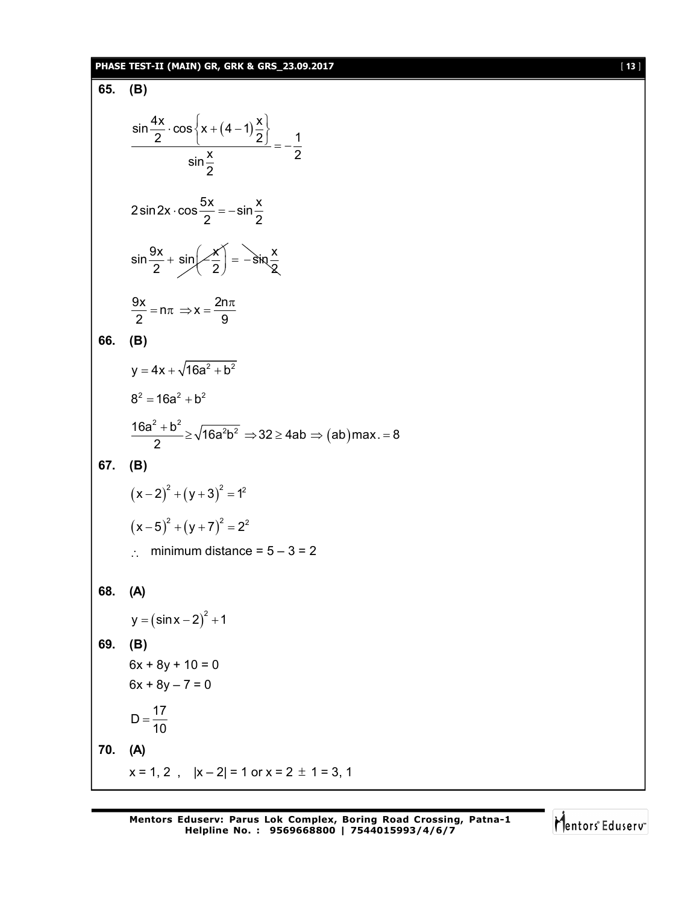**65. (B)**

$$\frac{\sin\frac{4x}{2}\cdot\cos\left\{x+(4-1)\frac{x}{2}\right\}}{\sin\frac{x}{2}}=-\frac{1}{2}$$

$$2\sin 2x\cdot\cos\frac{5x}{2}=-\sin\frac{x}{2}$$

$$\sin\frac{9x}{2}+\sin\left(-\frac{x}{2}\right)=-\sin\frac{x}{2}$$

$$\frac{9x}{2}=n\pi\ \Rightarrow x=\frac{2n\pi}{9}$$

**66. (B)**

$$y=4x+\sqrt{16a^2+b^2}$$

$$8^2=16a^2+b^2$$

$$\frac{16a^2+b^2}{2}\geq\sqrt{16a^2b^2}\ \Rightarrow 32\geq 4ab\Rightarrow (ab)\text{max.}=8$$

**67. (B)**

$$(x-2)^2+(y+3)^2=1^2$$

$$(x-5)^2+(y+7)^2=2^2$$

$\therefore$ minimum distance = 5 – 3 = 2

**68. (A)**

$$y=(\sin x-2)^2+1$$

**69. (B)**

6x + 8y + 10 = 0

6x + 8y – 7 = 0

$$D=\frac{17}{10}$$

**70. (A)**

x = 1, 2 , |x – 2| = 1 or x = 2 $\pm$ 1 = 3, 1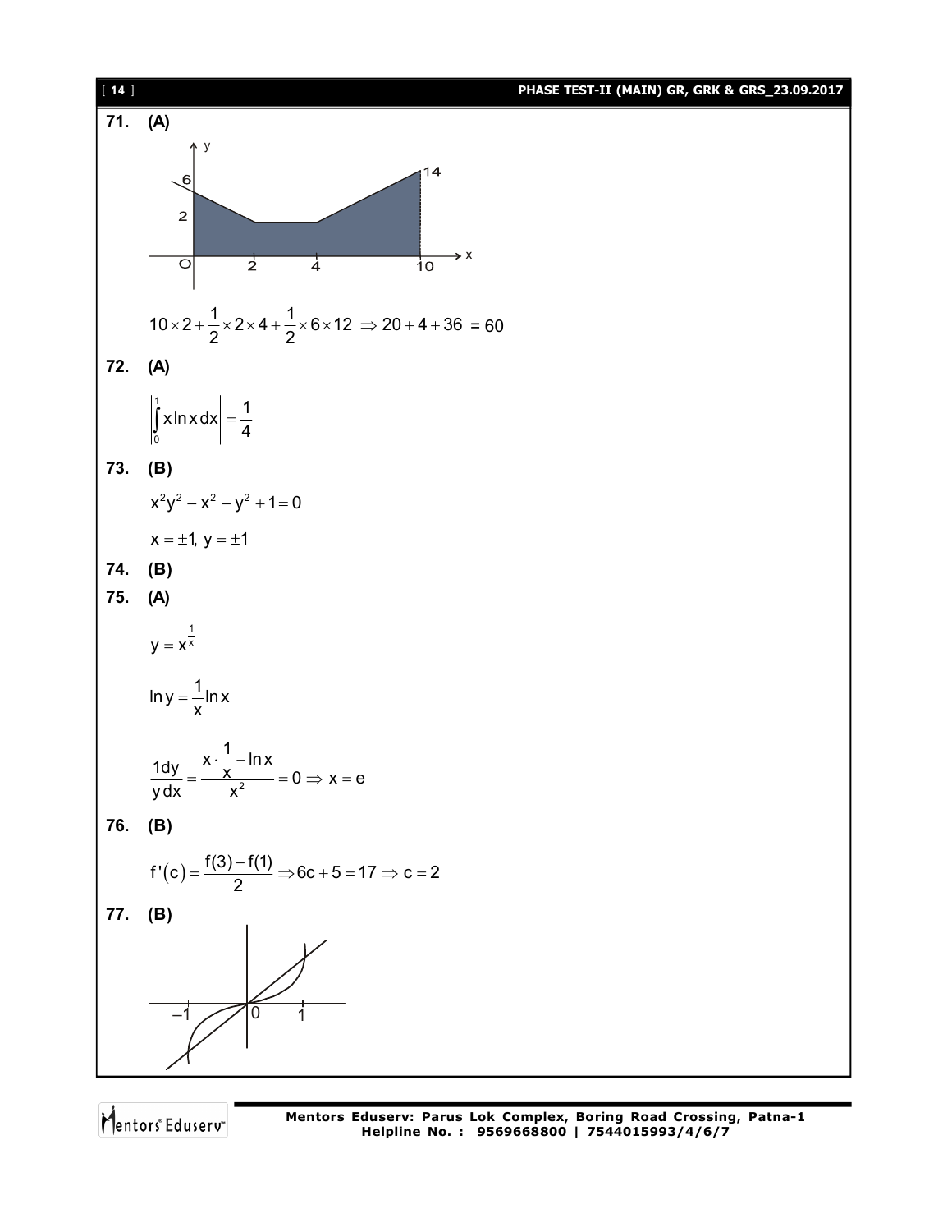**71. (A)**

$$10 \times 2 + \frac{1}{2} \times 2 \times 4 + \frac{1}{2} \times 6 \times 12 \Rightarrow 20 + 4 + 36 = 60$$

**72. (A)**

$$\left| \int_0^1 x \ln x \, dx \right| = \frac{1}{4}$$

**73. (B)**

$$x^2y^2 - x^2 - y^2 + 1 = 0$$

$$x = \pm 1,\ y = \pm 1$$

**74. (B)**

**75. (A)**

$$y = x^{\frac{1}{x}}$$

$$\ln y = \frac{1}{x} \ln x$$

$$\frac{1}{y}\frac{dy}{dx} = \frac{x \cdot \frac{1}{x} - \ln x}{x^2} = 0 \Rightarrow x = e$$

**76. (B)**

$$f'(c) = \frac{f(3) - f(1)}{2} \Rightarrow 6c + 5 = 17 \Rightarrow c = 2$$

**77. (B)**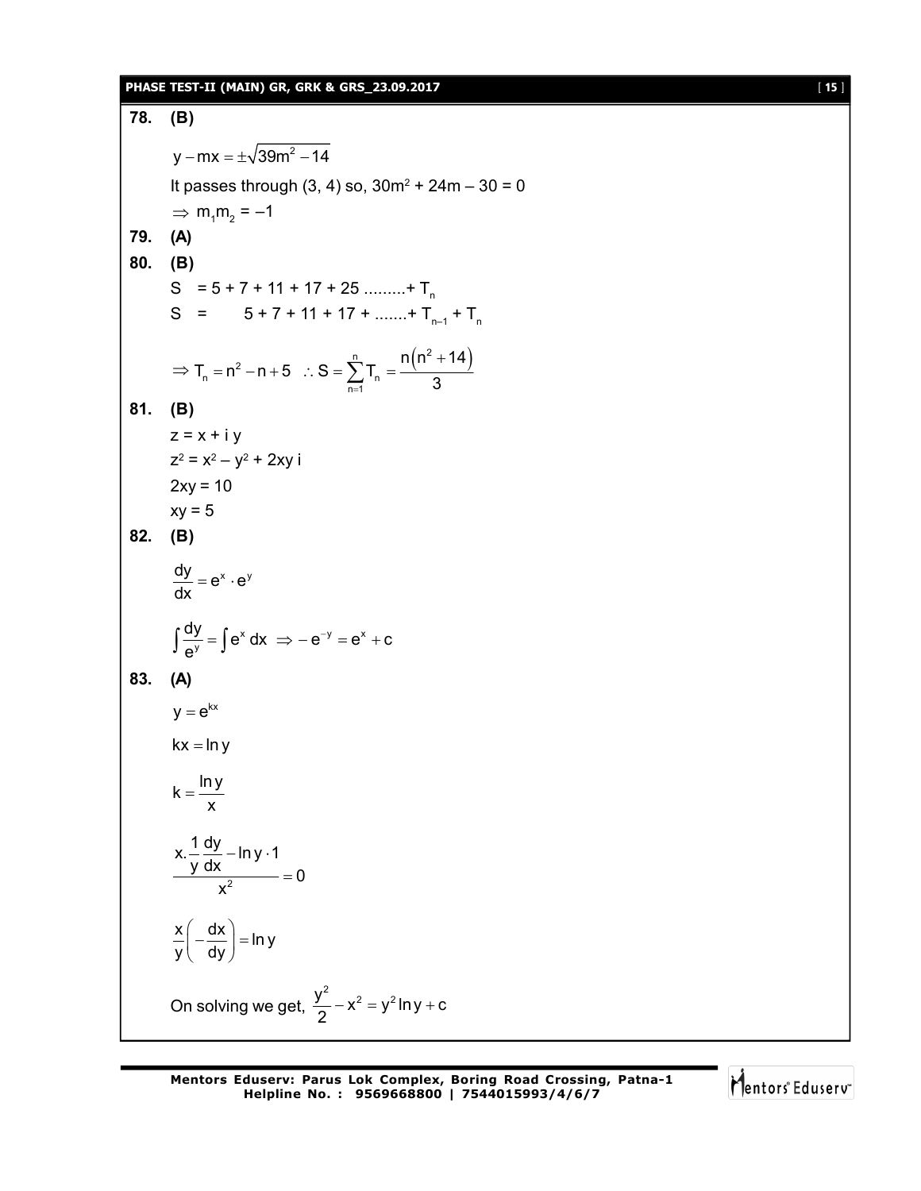**78. (B)**

$y - mx = \pm\sqrt{39m^2 - 14}$

It passes through (3, 4) so, $30m^2 + 24m - 30 = 0$

$\Rightarrow m_1 m_2 = -1$

**79. (A)**

**80. (B)**

$S = 5 + 7 + 11 + 17 + 25 \text{ .........} + T_n$

$S = \quad 5 + 7 + 11 + 17 + \text{.......} + T_{n-1} + T_n$

$\Rightarrow T_n = n^2 - n + 5 \quad \therefore S = \sum_{n=1}^{n} T_n = \dfrac{n(n^2 + 14)}{3}$

**81. (B)**

$z = x + i\,y$

$z^2 = x^2 - y^2 + 2xy\,i$

$2xy = 10$

$xy = 5$

**82. (B)**

$\dfrac{dy}{dx} = e^x \cdot e^y$

$\int \dfrac{dy}{e^y} = \int e^x\,dx \Rightarrow -e^{-y} = e^x + c$

**83. (A)**

$y = e^{kx}$

$kx = \ln y$

$k = \dfrac{\ln y}{x}$

$\dfrac{x.\dfrac{1}{y}\dfrac{dy}{dx} - \ln y \cdot 1}{x^2} = 0$

$\dfrac{x}{y}\left(-\dfrac{dx}{dy}\right) = \ln y$

On solving we get, $\dfrac{y^2}{2} - x^2 = y^2 \ln y + c$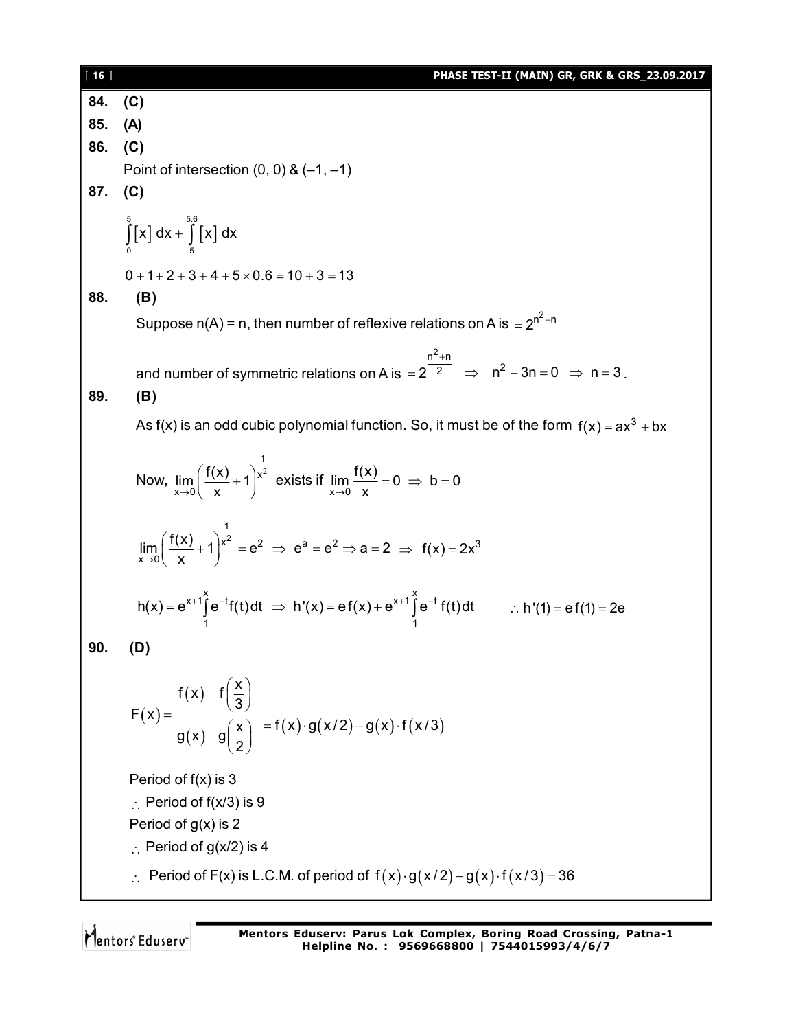**84. (C)**

**85. (A)**

**86. (C)**

Point of intersection (0, 0) & (–1, –1)

**87. (C)**

$$\int_0^5 [x]\,dx + \int_5^{5.6} [x]\,dx$$

$0 + 1 + 2 + 3 + 4 + 5 \times 0.6 = 10 + 3 = 13$

**88. (B)**

Suppose n(A) = n, then number of reflexive relations on A is $= 2^{n^2 - n}$

and number of symmetric relations on A is $= 2^{\frac{n^2+n}{2}} \Rightarrow n^2 - 3n = 0 \Rightarrow n = 3$.

**89. (B)**

As f(x) is an odd cubic polynomial function. So, it must be of the form $f(x) = ax^3 + bx$

Now, $\lim\limits_{x \to 0}\left(\frac{f(x)}{x} + 1\right)^{\frac{1}{x^2}}$ exists if $\lim\limits_{x \to 0}\frac{f(x)}{x} = 0 \Rightarrow b = 0$

$$\lim_{x \to 0}\left(\frac{f(x)}{x} + 1\right)^{\frac{1}{x^2}} = e^2 \Rightarrow e^a = e^2 \Rightarrow a = 2 \Rightarrow f(x) = 2x^3$$

$$h(x) = e^{x+1}\int_1^x e^{-t} f(t)\,dt \Rightarrow h'(x) = e\,f(x) + e^{x+1}\int_1^x e^{-t} f(t)\,dt \qquad \therefore h'(1) = e\,f(1) = 2e$$

**90. (D)**

$$F(x) = \begin{vmatrix} f(x) & f\left(\frac{x}{3}\right) \\ g(x) & g\left(\frac{x}{2}\right) \end{vmatrix} = f(x)\cdot g(x/2) - g(x)\cdot f(x/3)$$

Period of f(x) is 3

$\therefore$ Period of f(x/3) is 9

Period of g(x) is 2

$\therefore$ Period of g(x/2) is 4

$\therefore$ Period of F(x) is L.C.M. of period of $f(x)\cdot g(x/2) - g(x)\cdot f(x/3) = 36$